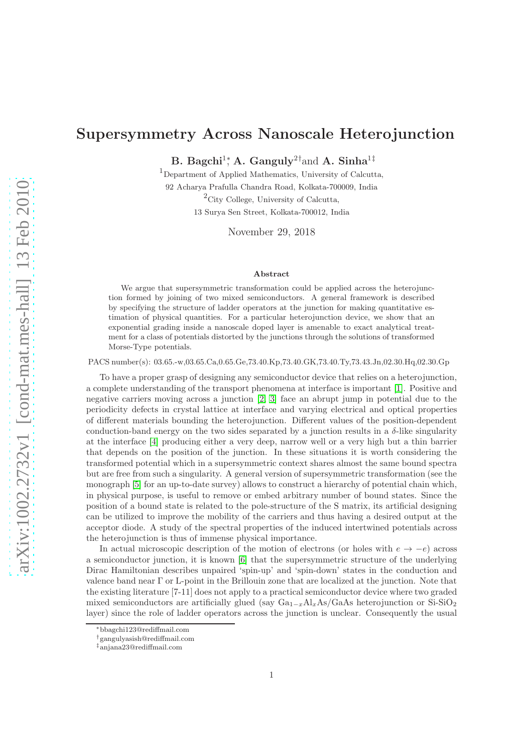# Supersymmetry Across Nanoscale Heterojunction

**B. Bagchi**[1]*, **A. Ganguly**[2]† and **A. Sinha**[1]‡

[1]Department of Applied Mathematics, University of Calcutta,
92 Acharya Prafulla Chandra Road, Kolkata-700009, India
[2]City College, University of Calcutta,
13 Surya Sen Street, Kolkata-700012, India

November 29, 2018

### Abstract

We argue that supersymmetric transformation could be applied across the heterojunction formed by joining of two mixed semiconductors. A general framework is described by specifying the structure of ladder operators at the junction for making quantitative estimation of physical quantities. For a particular heterojunction device, we show that an exponential grading inside a nanoscale doped layer is amenable to exact analytical treatment for a class of potentials distorted by the junctions through the solutions of transformed Morse-Type potentials.

PACS number(s): 03.65.-w,03.65.Ca,0.65.Ge,73.40.Kp,73.40.GK,73.40.Ty,73.43.Jn,02.30.Hq,02.30.Gp

To have a proper grasp of designing any semiconductor device that relies on a heterojunction, a complete understanding of the transport phenomena at interface is important [1]. Positive and negative carriers moving across a junction [2, 3] face an abrupt jump in potential due to the periodicity defects in crystal lattice at interface and varying electrical and optical properties of different materials bounding the heterojunction. Different values of the position-dependent conduction-band energy on the two sides separated by a junction results in a $\delta$-like singularity at the interface [4] producing either a very deep, narrow well or a very high but a thin barrier that depends on the position of the junction. In these situations it is worth considering the transformed potential which in a supersymmetric context shares almost the same bound spectra but are free from such a singularity. A general version of supersymmetric transformation (see the monograph [5] for an up-to-date survey) allows to construct a hierarchy of potential chain which, in physical purpose, is useful to remove or embed arbitrary number of bound states. Since the position of a bound state is related to the pole-structure of the S matrix, its artificial designing can be utilized to improve the mobility of the carriers and thus having a desired output at the acceptor diode. A study of the spectral properties of the induced intertwined potentials across the heterojunction is thus of immense physical importance.

In actual microscopic description of the motion of electrons (or holes with $e \to -e$) across a semiconductor junction, it is known [6] that the supersymmetric structure of the underlying Dirac Hamiltonian describes unpaired 'spin-up' and 'spin-down' states in the conduction and valence band near $\Gamma$ or L-point in the Brillouin zone that are localized at the junction. Note that the existing literature [7-11] does not apply to a practical semiconductor device where two graded mixed semiconductors are artificially glued (say $Ga_{1-x}Al_xAs$/GaAs heterojunction or Si-$SiO_2$ layer) since the role of ladder operators across the junction is unclear. Consequently the usual

*bbagchi123@rediffmail.com
†gangulyasish@rediffmail.com
‡anjana23@rediffmail.com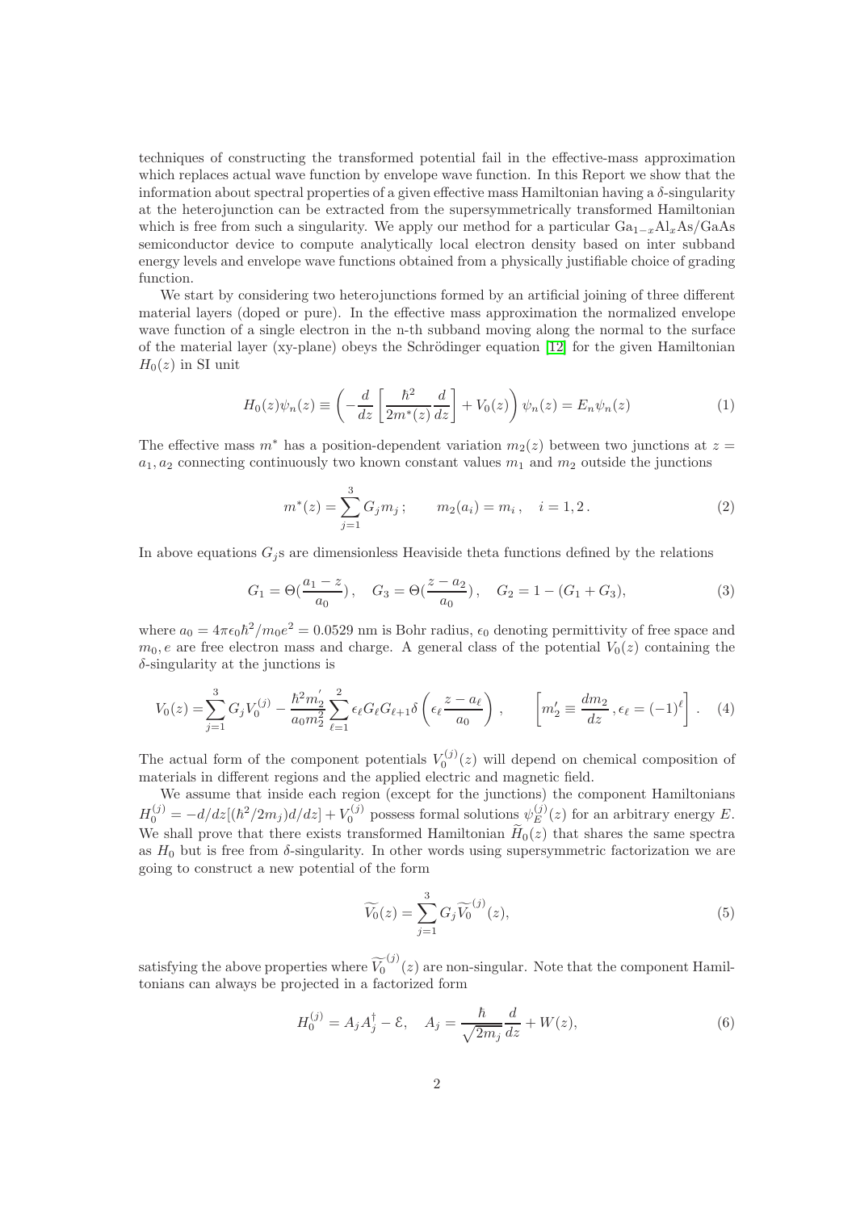techniques of constructing the transformed potential fail in the effective-mass approximation which replaces actual wave function by envelope wave function. In this Report we show that the information about spectral properties of a given effective mass Hamiltonian having a $\delta$-singularity at the heterojunction can be extracted from the supersymmetrically transformed Hamiltonian which is free from such a singularity. We apply our method for a particular $\mathrm{Ga}_{1-x}\mathrm{Al}_x\mathrm{As}/\mathrm{GaAs}$ semiconductor device to compute analytically local electron density based on inter subband energy levels and envelope wave functions obtained from a physically justifiable choice of grading function.

We start by considering two heterojunctions formed by an artificial joining of three different material layers (doped or pure). In the effective mass approximation the normalized envelope wave function of a single electron in the n-th subband moving along the normal to the surface of the material layer (xy-plane) obeys the Schrödinger equation [12] for the given Hamiltonian $H_0(z)$ in SI unit

$$H_0(z)\psi_n(z) \equiv \left(-\frac{d}{dz}\left[\frac{\hbar^2}{2m^*(z)}\frac{d}{dz}\right] + V_0(z)\right)\psi_n(z) = E_n\psi_n(z) \tag{1}$$

The effective mass $m^*$ has a position-dependent variation $m_2(z)$ between two junctions at $z = a_1, a_2$ connecting continuously two known constant values $m_1$ and $m_2$ outside the junctions

$$m^*(z) = \sum_{j=1}^{3} G_j m_j\,; \qquad m_2(a_i) = m_i\,, \quad i = 1, 2\,. \tag{2}$$

In above equations $G_j$s are dimensionless Heaviside theta functions defined by the relations

$$G_1 = \Theta(\frac{a_1 - z}{a_0})\,, \quad G_3 = \Theta(\frac{z - a_2}{a_0})\,, \quad G_2 = 1 - (G_1 + G_3), \tag{3}$$

where $a_0 = 4\pi\epsilon_0\hbar^2/m_0e^2 = 0.0529$ nm is Bohr radius, $\epsilon_0$ denoting permittivity of free space and $m_0, e$ are free electron mass and charge. A general class of the potential $V_0(z)$ containing the $\delta$-singularity at the junctions is

$$V_0(z) = \sum_{j=1}^{3} G_j V_0^{(j)} - \frac{\hbar^2 m_2^{'}}{a_0 m_2^2}\sum_{\ell=1}^{2}\epsilon_\ell G_\ell G_{\ell+1}\delta\left(\epsilon_\ell\frac{z - a_\ell}{a_0}\right)\,, \qquad \left[m_2' \equiv \frac{dm_2}{dz}\,, \epsilon_\ell = (-1)^\ell\right]\,. \tag{4}$$

The actual form of the component potentials $V_0^{(j)}(z)$ will depend on chemical composition of materials in different regions and the applied electric and magnetic field.

We assume that inside each region (except for the junctions) the component Hamiltonians $H_0^{(j)} = -d/dz[(\hbar^2/2m_j)d/dz] + V_0^{(j)}$ possess formal solutions $\psi_E^{(j)}(z)$ for an arbitrary energy $E$. We shall prove that there exists transformed Hamiltonian $\widetilde{H}_0(z)$ that shares the same spectra as $H_0$ but is free from $\delta$-singularity. In other words using supersymmetric factorization we are going to construct a new potential of the form

$$\widetilde{V_0}(z) = \sum_{j=1}^{3} G_j \widetilde{V_0}^{(j)}(z), \tag{5}$$

satisfying the above properties where $\widetilde{V_0}^{(j)}(z)$ are non-singular. Note that the component Hamiltonians can always be projected in a factorized form

$$H_0^{(j)} = A_j A_j^\dagger - \mathcal{E}, \quad A_j = \frac{\hbar}{\sqrt{2m_j}}\frac{d}{dz} + W(z), \tag{6}$$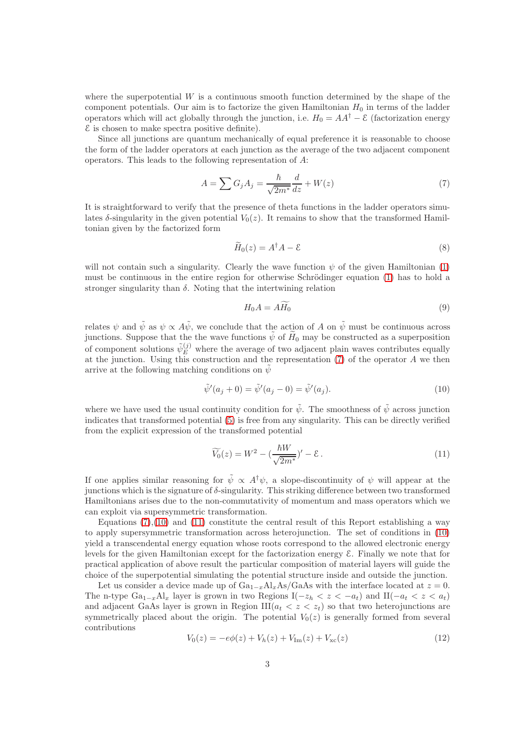where the superpotential $W$ is a continuous smooth function determined by the shape of the component potentials. Our aim is to factorize the given Hamiltonian $H_0$ in terms of the ladder operators which will act globally through the junction, i.e. $H_0 = AA^\dagger - \mathcal{E}$ (factorization energy $\mathcal{E}$ is chosen to make spectra positive definite).

Since all junctions are quantum mechanically of equal preference it is reasonable to choose the form of the ladder operators at each junction as the average of the two adjacent component operators. This leads to the following representation of $A$:

$$A = \sum G_j A_j = \frac{\hbar}{\sqrt{2m^*}} \frac{d}{dz} + W(z) \tag{7}$$

It is straightforward to verify that the presence of theta functions in the ladder operators simulates $\delta$-singularity in the given potential $V_0(z)$. It remains to show that the transformed Hamiltonian given by the factorized form

$$\widetilde{H}_0(z) = A^\dagger A - \mathcal{E} \tag{8}$$

will not contain such a singularity. Clearly the wave function $\psi$ of the given Hamiltonian (1) must be continuous in the entire region for otherwise Schrödinger equation (1) has to hold a stronger singularity than $\delta$. Noting that the intertwining relation

$$H_0 A = A\widetilde{H_0} \tag{9}$$

relates $\psi$ and $\tilde{\psi}$ as $\psi \propto A\tilde{\psi}$, we conclude that the action of $A$ on $\tilde{\psi}$ must be continuous across junctions. Suppose that the the wave functions $\tilde{\psi}$ of $\widetilde{H}_0$ may be constructed as a superposition of component solutions $\tilde{\psi}_E^{(j)}$ where the average of two adjacent plain waves contributes equally at the junction. Using this construction and the representation (7) of the operator $A$ we then arrive at the following matching conditions on $\tilde{\psi}$

$$\tilde{\psi}'(a_j + 0) = \tilde{\psi}'(a_j - 0) = \tilde{\psi}'(a_j). \tag{10}$$

where we have used the usual continuity condition for $\tilde{\psi}$. The smoothness of $\tilde{\psi}$ across junction indicates that transformed potential (5) is free from any singularity. This can be directly verified from the explicit expression of the transformed potential

$$\widetilde{V_0}(z) = W^2 - (\frac{\hbar W}{\sqrt{2m^*}})' - \mathcal{E}\,. \tag{11}$$

If one applies similar reasoning for $\tilde{\psi} \propto A^\dagger \psi$, a slope-discontinuity of $\psi$ will appear at the junctions which is the signature of $\delta$-singularity. This striking difference between two transformed Hamiltonians arises due to the non-commutativity of momentum and mass operators which we can exploit via supersymmetric transformation.

Equations (7),(10) and (11) constitute the central result of this Report establishing a way to apply supersymmetric transformation across heterojunction. The set of conditions in (10) yield a transcendental energy equation whose roots correspond to the allowed electronic energy levels for the given Hamiltonian except for the factorization energy $\mathcal{E}$. Finally we note that for practical application of above result the particular composition of material layers will guide the choice of the superpotential simulating the potential structure inside and outside the junction.

Let us consider a device made up of $\mathrm{Ga}_{1-x}\mathrm{Al}_x\mathrm{As}/\mathrm{GaAs}$ with the interface located at $z = 0$. The n-type $\mathrm{Ga}_{1-x}\mathrm{Al}_x$ layer is grown in two Regions I$(-z_h < z < -a_t)$ and II$(-a_t < z < a_t)$ and adjacent GaAs layer is grown in Region III$(a_t < z < z_t)$ so that two heterojunctions are symmetrically placed about the origin. The potential $V_0(z)$ is generally formed from several contributions

$$V_0(z) = -e\phi(z) + V_h(z) + V_{\mathrm{Im}}(z) + V_{\mathrm{xc}}(z) \tag{12}$$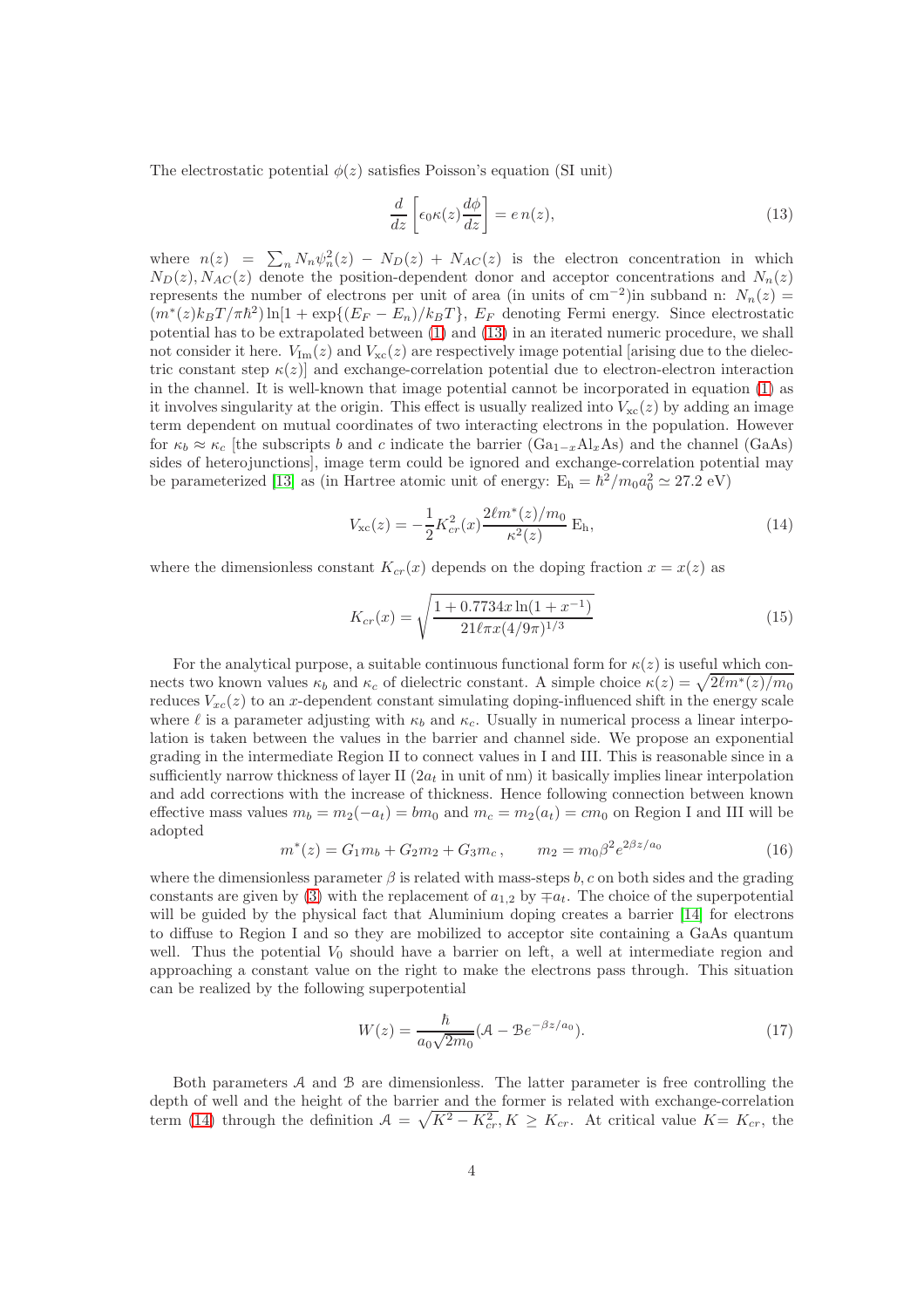The electrostatic potential $\phi(z)$ satisfies Poisson's equation (SI unit)

$$\frac{d}{dz}\left[\epsilon_0 \kappa(z)\frac{d\phi}{dz}\right] = e\, n(z), \tag{13}$$

where $n(z) = \sum_n N_n \psi_n^2(z) - N_D(z) + N_{AC}(z)$ is the electron concentration in which $N_D(z), N_{AC}(z)$ denote the position-dependent donor and acceptor concentrations and $N_n(z)$ represents the number of electrons per unit of area (in units of $\mathrm{cm}^{-2}$)in subband n: $N_n(z) = (m^*(z)k_BT/\pi\hbar^2)\ln[1+\exp\{(E_F - E_n)/k_BT\}$, $E_F$ denoting Fermi energy. Since electrostatic potential has to be extrapolated between (1) and (13) in an iterated numeric procedure, we shall not consider it here. $V_{\rm Im}(z)$ and $V_{\rm xc}(z)$ are respectively image potential [arising due to the dielectric constant step $\kappa(z)$] and exchange-correlation potential due to electron-electron interaction in the channel. It is well-known that image potential cannot be incorporated in equation (1) as it involves singularity at the origin. This effect is usually realized into $V_{\rm xc}(z)$ by adding an image term dependent on mutual coordinates of two interacting electrons in the population. However for $\kappa_b \approx \kappa_c$ [the subscripts $b$ and $c$ indicate the barrier ($\mathrm{Ga}_{1-x}\mathrm{Al}_x\mathrm{As}$) and the channel (GaAs) sides of heterojunctions], image term could be ignored and exchange-correlation potential may be parameterized [13] as (in Hartree atomic unit of energy: $\mathrm{E_h} = \hbar^2/m_0 a_0^2 \simeq 27.2$ eV)

$$V_{\rm xc}(z) = -\frac{1}{2}K_{cr}^2(x)\frac{2\ell m^*(z)/m_0}{\kappa^2(z)}\,\mathrm{E_h}, \tag{14}$$

where the dimensionless constant $K_{cr}(x)$ depends on the doping fraction $x = x(z)$ as

$$K_{cr}(x) = \sqrt{\frac{1 + 0.7734x\ln(1+x^{-1})}{21\ell\pi x(4/9\pi)^{1/3}}} \tag{15}$$

For the analytical purpose, a suitable continuous functional form for $\kappa(z)$ is useful which connects two known values $\kappa_b$ and $\kappa_c$ of dielectric constant. A simple choice $\kappa(z) = \sqrt{2\ell m^*(z)/m_0}$ reduces $V_{xc}(z)$ to an $x$-dependent constant simulating doping-influenced shift in the energy scale where $\ell$ is a parameter adjusting with $\kappa_b$ and $\kappa_c$. Usually in numerical process a linear interpolation is taken between the values in the barrier and channel side. We propose an exponential grading in the intermediate Region II to connect values in I and III. This is reasonable since in a sufficiently narrow thickness of layer II ($2a_t$ in unit of nm) it basically implies linear interpolation and add corrections with the increase of thickness. Hence following connection between known effective mass values $m_b = m_2(-a_t) = bm_0$ and $m_c = m_2(a_t) = cm_0$ on Region I and III will be adopted

$$m^*(z) = G_1 m_b + G_2 m_2 + G_3 m_c\,, \qquad m_2 = m_0\beta^2 e^{2\beta z/a_0} \tag{16}$$

where the dimensionless parameter $\beta$ is related with mass-steps $b, c$ on both sides and the grading constants are given by (3) with the replacement of $a_{1,2}$ by $\mp a_t$. The choice of the superpotential will be guided by the physical fact that Aluminium doping creates a barrier [14] for electrons to diffuse to Region I and so they are mobilized to acceptor site containing a GaAs quantum well. Thus the potential $V_0$ should have a barrier on left, a well at intermediate region and approaching a constant value on the right to make the electrons pass through. This situation can be realized by the following superpotential

$$W(z) = \frac{\hbar}{a_0\sqrt{2m_0}}(\mathcal{A} - \mathcal{B}e^{-\beta z/a_0}). \tag{17}$$

Both parameters $\mathcal{A}$ and $\mathcal{B}$ are dimensionless. The latter parameter is free controlling the depth of well and the height of the barrier and the former is related with exchange-correlation term (14) through the definition $\mathcal{A} = \sqrt{K^2 - K_{cr}^2}, K \geq K_{cr}$. At critical value $K = K_{cr}$, the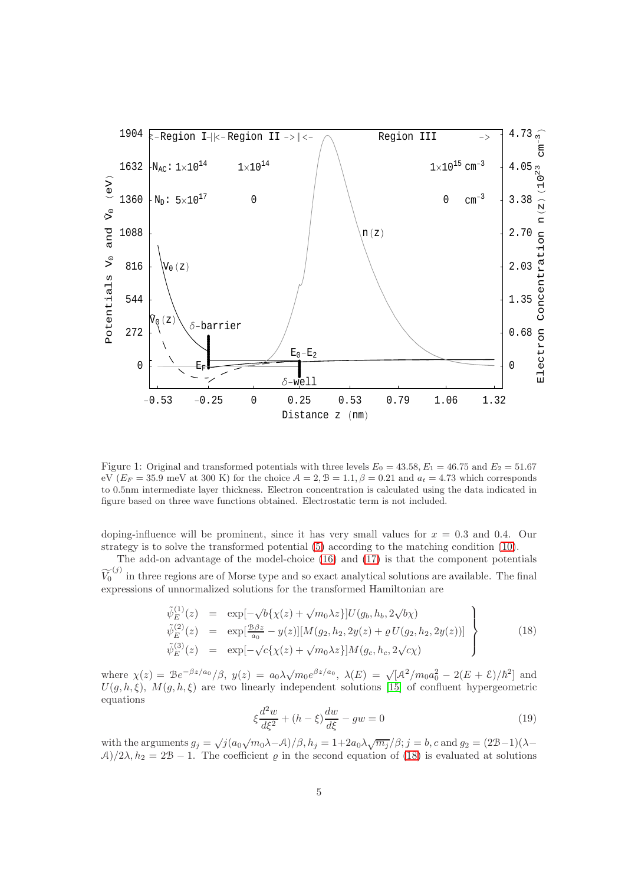Figure 1: Original and transformed potentials with three levels $E_0 = 43.58, E_1 = 46.75$ and $E_2 = 51.67$ eV ($E_F = 35.9$ meV at 300 K) for the choice $\mathcal{A} = 2, \mathcal{B} = 1.1, \beta = 0.21$ and $a_t = 4.73$ which corresponds to 0.5nm intermediate layer thickness. Electron concentration is calculated using the data indicated in figure based on three wave functions obtained. Electrostatic term is not included.

doping-influence will be prominent, since it has very small values for $x = 0.3$ and 0.4. Our strategy is to solve the transformed potential (5) according to the matching condition (10).

The add-on advantage of the model-choice (16) and (17) is that the component potentials $\widetilde{V_0}^{(j)}$ in three regions are of Morse type and so exact analytical solutions are available. The final expressions of unnormalized solutions for the transformed Hamiltonian are

$$\left.\begin{array}{rcl}\tilde{\psi}_E^{(1)}(z) & = & \exp[-\sqrt{b}\{\chi(z)+\sqrt{m_0}\lambda z\}]U(g_b,h_b,2\sqrt{b}\chi)\\ \tilde{\psi}_E^{(2)}(z) & = & \exp[\frac{\mathcal{B}\beta z}{a_0}-y(z)][M(g_2,h_2,2y(z)+\varrho\, U(g_2,h_2,2y(z))]\\ \tilde{\psi}_E^{(3)}(z) & = & \exp[-\sqrt{c}\{\chi(z)+\sqrt{m_0}\lambda z\}]M(g_c,h_c,2\sqrt{c}\chi)\end{array}\right\} \tag{18}$$

where $\chi(z) = \mathcal{B}e^{-\beta z/a_0}/\beta$, $y(z) = a_0\lambda\sqrt{m_0}e^{\beta z/a_0}$, $\lambda(E) = \sqrt{[\mathcal{A}^2/m_0a_0^2 - 2(E+\mathcal{E})/\hbar^2]}$ and $U(g,h,\xi)$, $M(g,h,\xi)$ are two linearly independent solutions [15] of confluent hypergeometric equations

$$\xi\frac{d^2w}{d\xi^2}+(h-\xi)\frac{dw}{d\xi}-gw=0 \tag{19}$$

with the arguments $g_j = \sqrt{j}(a_0\sqrt{m_0}\lambda - \mathcal{A})/\beta, h_j = 1+2a_0\lambda\sqrt{m_j}/\beta; j = b, c$ and $g_2 = (2\mathcal{B}-1)(\lambda - \mathcal{A})/2\lambda, h_2 = 2\mathcal{B}-1$. The coefficient $\varrho$ in the second equation of (18) is evaluated at solutions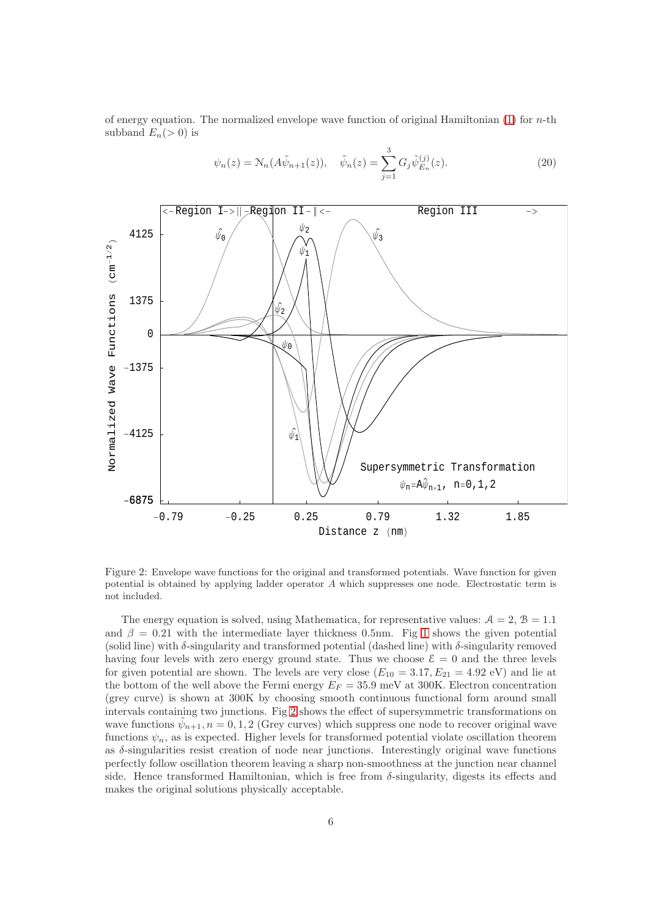of energy equation. The normalized envelope wave function of original Hamiltonian (1) for $n$-th subband $E_n(>0)$ is

$$\psi_n(z) = \mathcal{N}_n(A\tilde{\psi}_{n+1}(z)), \quad \tilde{\psi}_n(z) = \sum_{j=1}^{3} G_j \tilde{\psi}^{(j)}_{E_n}(z). \tag{20}$$

Figure 2: Envelope wave functions for the original and transformed potentials. Wave function for given potential is obtained by applying ladder operator $A$ which suppresses one node. Electrostatic term is not included.

The energy equation is solved, using Mathematica, for representative values: $\mathcal{A} = 2$, $\mathcal{B} = 1.1$ and $\beta = 0.21$ with the intermediate layer thickness 0.5nm. Fig 1 shows the given potential (solid line) with $\delta$-singularity and transformed potential (dashed line) with $\delta$-singularity removed having four levels with zero energy ground state. Thus we choose $\mathcal{E} = 0$ and the three levels for given potential are shown. The levels are very close ($E_{10} = 3.17, E_{21} = 4.92$ eV) and lie at the bottom of the well above the Fermi energy $E_F = 35.9$ meV at 300K. Electron concentration (grey curve) is shown at 300K by choosing smooth continuous functional form around small intervals containing two junctions. Fig 2 shows the effect of supersymmetric transformations on wave functions $\tilde{\psi}_{n+1}, n = 0, 1, 2$ (Grey curves) which suppress one node to recover original wave functions $\psi_n$, as is expected. Higher levels for transformed potential violate oscillation theorem as $\delta$-singularities resist creation of node near junctions. Interestingly original wave functions perfectly follow oscillation theorem leaving a sharp non-smoothness at the junction near channel side. Hence transformed Hamiltonian, which is free from $\delta$-singularity, digests its effects and makes the original solutions physically acceptable.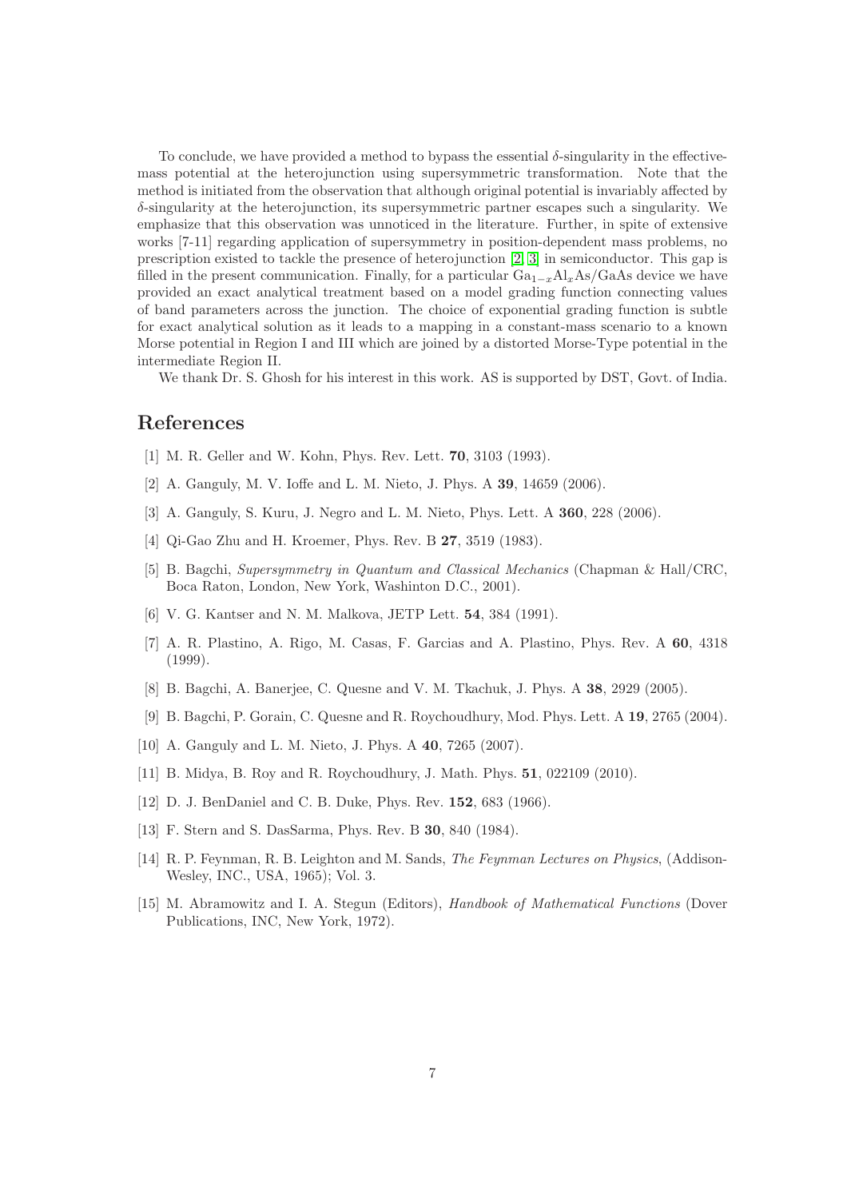To conclude, we have provided a method to bypass the essential $\delta$-singularity in the effective-mass potential at the heterojunction using supersymmetric transformation. Note that the method is initiated from the observation that although original potential is invariably affected by $\delta$-singularity at the heterojunction, its supersymmetric partner escapes such a singularity. We emphasize that this observation was unnoticed in the literature. Further, in spite of extensive works [7-11] regarding application of supersymmetry in position-dependent mass problems, no prescription existed to tackle the presence of heterojunction [2, 3] in semiconductor. This gap is filled in the present communication. Finally, for a particular $Ga_{1-x}Al_xAs/GaAs$ device we have provided an exact analytical treatment based on a model grading function connecting values of band parameters across the junction. The choice of exponential grading function is subtle for exact analytical solution as it leads to a mapping in a constant-mass scenario to a known Morse potential in Region I and III which are joined by a distorted Morse-Type potential in the intermediate Region II.

We thank Dr. S. Ghosh for his interest in this work. AS is supported by DST, Govt. of India.

# References

[1] M. R. Geller and W. Kohn, Phys. Rev. Lett. **70**, 3103 (1993).

[2] A. Ganguly, M. V. Ioffe and L. M. Nieto, J. Phys. A **39**, 14659 (2006).

[3] A. Ganguly, S. Kuru, J. Negro and L. M. Nieto, Phys. Lett. A **360**, 228 (2006).

[4] Qi-Gao Zhu and H. Kroemer, Phys. Rev. B **27**, 3519 (1983).

[5] B. Bagchi, *Supersymmetry in Quantum and Classical Mechanics* (Chapman & Hall/CRC, Boca Raton, London, New York, Washinton D.C., 2001).

[6] V. G. Kantser and N. M. Malkova, JETP Lett. **54**, 384 (1991).

[7] A. R. Plastino, A. Rigo, M. Casas, F. Garcias and A. Plastino, Phys. Rev. A **60**, 4318 (1999).

[8] B. Bagchi, A. Banerjee, C. Quesne and V. M. Tkachuk, J. Phys. A **38**, 2929 (2005).

[9] B. Bagchi, P. Gorain, C. Quesne and R. Roychoudhury, Mod. Phys. Lett. A **19**, 2765 (2004).

[10] A. Ganguly and L. M. Nieto, J. Phys. A **40**, 7265 (2007).

[11] B. Midya, B. Roy and R. Roychoudhury, J. Math. Phys. **51**, 022109 (2010).

[12] D. J. BenDaniel and C. B. Duke, Phys. Rev. **152**, 683 (1966).

[13] F. Stern and S. DasSarma, Phys. Rev. B **30**, 840 (1984).

[14] R. P. Feynman, R. B. Leighton and M. Sands, *The Feynman Lectures on Physics*, (Addison-Wesley, INC., USA, 1965); Vol. 3.

[15] M. Abramowitz and I. A. Stegun (Editors), *Handbook of Mathematical Functions* (Dover Publications, INC, New York, 1972).